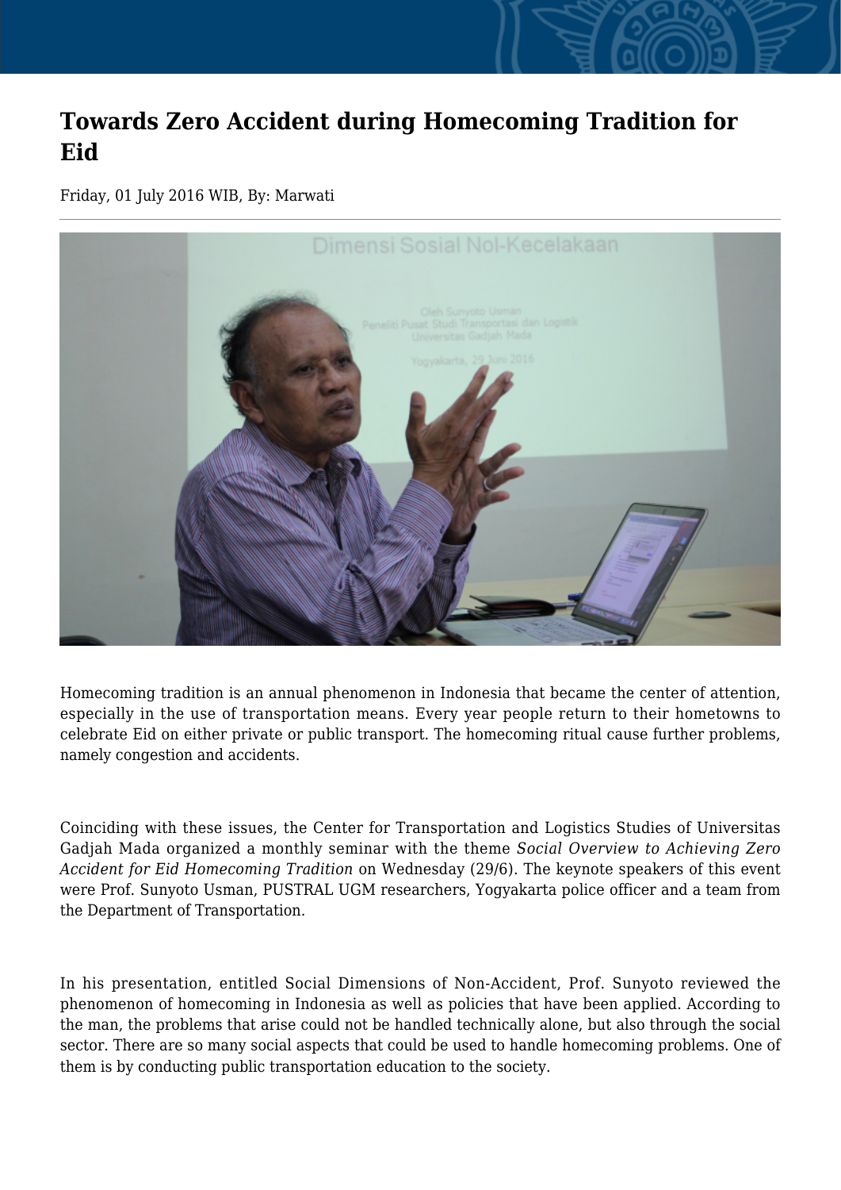# Towards Zero Accident during Homecoming Tradition for Eid

Friday, 01 July 2016 WIB, By: Marwati

Homecoming tradition is an annual phenomenon in Indonesia that became the center of attention, especially in the use of transportation means. Every year people return to their hometowns to celebrate Eid on either private or public transport. The homecoming ritual cause further problems, namely congestion and accidents.

Coinciding with these issues, the Center for Transportation and Logistics Studies of Universitas Gadjah Mada organized a monthly seminar with the theme *Social Overview to Achieving Zero Accident for Eid Homecoming Tradition* on Wednesday (29/6). The keynote speakers of this event were Prof. Sunyoto Usman, PUSTRAL UGM researchers, Yogyakarta police officer and a team from the Department of Transportation.

In his presentation, entitled Social Dimensions of Non-Accident, Prof. Sunyoto reviewed the phenomenon of homecoming in Indonesia as well as policies that have been applied. According to the man, the problems that arise could not be handled technically alone, but also through the social sector. There are so many social aspects that could be used to handle homecoming problems. One of them is by conducting public transportation education to the society.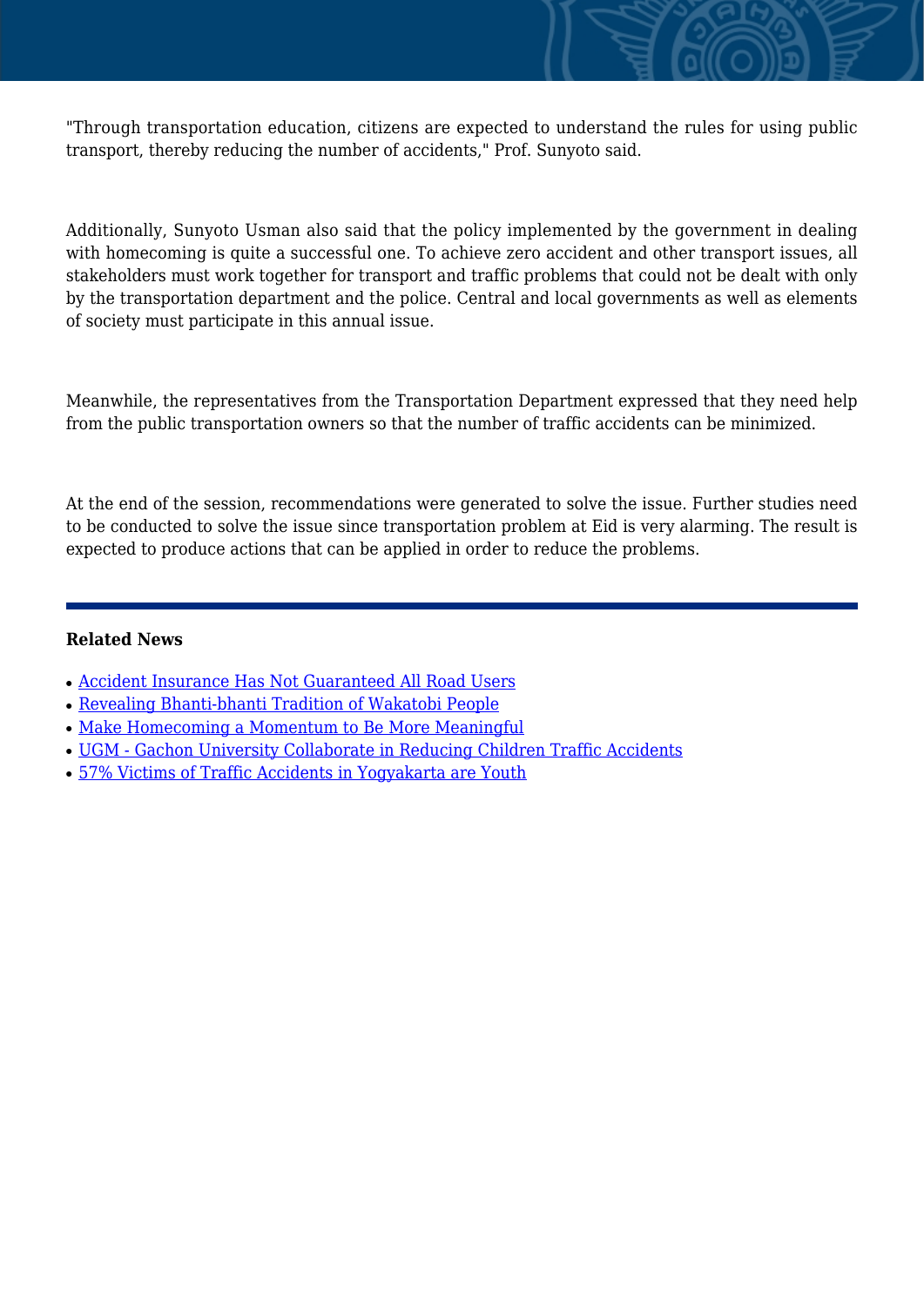"Through transportation education, citizens are expected to understand the rules for using public transport, thereby reducing the number of accidents," Prof. Sunyoto said.

Additionally, Sunyoto Usman also said that the policy implemented by the government in dealing with homecoming is quite a successful one. To achieve zero accident and other transport issues, all stakeholders must work together for transport and traffic problems that could not be dealt with only by the transportation department and the police. Central and local governments as well as elements of society must participate in this annual issue.

Meanwhile, the representatives from the Transportation Department expressed that they need help from the public transportation owners so that the number of traffic accidents can be minimized.

At the end of the session, recommendations were generated to solve the issue. Further studies need to be conducted to solve the issue since transportation problem at Eid is very alarming. The result is expected to produce actions that can be applied in order to reduce the problems.

---

**Related News**

- Accident Insurance Has Not Guaranteed All Road Users
- Revealing Bhanti-bhanti Tradition of Wakatobi People
- Make Homecoming a Momentum to Be More Meaningful
- UGM - Gachon University Collaborate in Reducing Children Traffic Accidents
- 57% Victims of Traffic Accidents in Yogyakarta are Youth